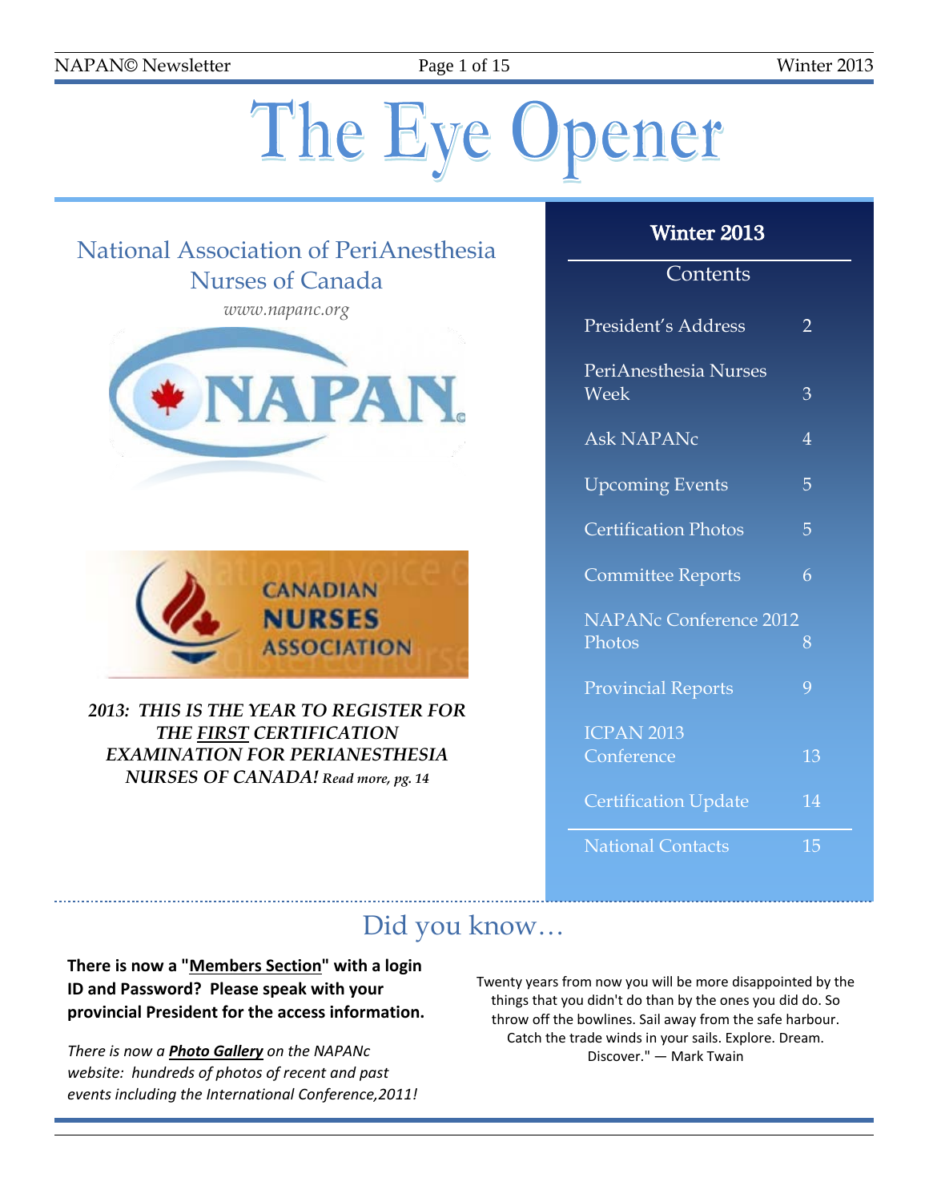# The Eye Opener

## National Association of PeriAnesthesia Nurses of Canada

*www.napanc.org*

***2013: THIS IS THE YEAR TO REGISTER FOR THE FIRST CERTIFICATION EXAMINATION FOR PERIANESTHESIA NURSES OF CANADA!*** *Read more, pg. 14*

## Winter 2013

### Contents

| | |
|---|---|
| President's Address | 2 |
| PeriAnesthesia Nurses Week | 3 |
| Ask NAPANc | 4 |
| Upcoming Events | 5 |
| Certification Photos | 5 |
| Committee Reports | 6 |
| NAPANc Conference 2012 Photos | 8 |
| Provincial Reports | 9 |
| ICPAN 2013 Conference | 13 |
| Certification Update | 14 |
| National Contacts | 15 |

## Did you know…

**There is now a "Members Section" with a login ID and Password? Please speak with your provincial President for the access information.**

*There is now a **Photo Gallery** on the NAPANc website: hundreds of photos of recent and past events including the International Conference,2011!*

Twenty years from now you will be more disappointed by the things that you didn't do than by the ones you did do. So throw off the bowlines. Sail away from the safe harbour. Catch the trade winds in your sails. Explore. Dream. Discover." — Mark Twain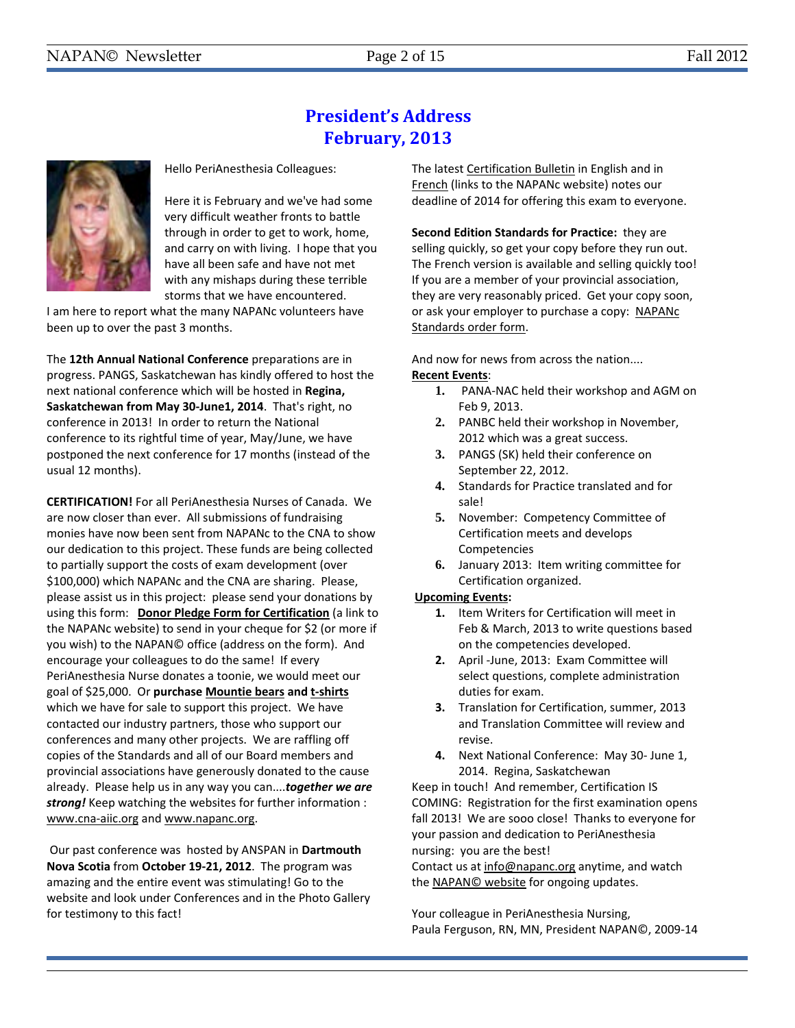# President's Address
# February, 2013

Hello PeriAnesthesia Colleagues:

Here it is February and we've had some very difficult weather fronts to battle through in order to get to work, home, and carry on with living. I hope that you have all been safe and have not met with any mishaps during these terrible storms that we have encountered.

I am here to report what the many NAPANc volunteers have been up to over the past 3 months.

The **12th Annual National Conference** preparations are in progress. PANGS, Saskatchewan has kindly offered to host the next national conference which will be hosted in **Regina, Saskatchewan from May 30-June1, 2014**. That's right, no conference in 2013! In order to return the National conference to its rightful time of year, May/June, we have postponed the next conference for 17 months (instead of the usual 12 months).

**CERTIFICATION!** For all PeriAnesthesia Nurses of Canada. We are now closer than ever. All submissions of fundraising monies have now been sent from NAPANc to the CNA to show our dedication to this project. These funds are being collected to partially support the costs of exam development (over $100,000) which NAPANc and the CNA are sharing. Please, please assist us in this project: please send your donations by using this form: **Donor Pledge Form for Certification** (a link to the NAPANc website) to send in your cheque for $2 (or more if you wish) to the NAPAN© office (address on the form). And encourage your colleagues to do the same! If every PeriAnesthesia Nurse donates a toonie, we would meet our goal of $25,000. Or **purchase Mountie bears and t-shirts** which we have for sale to support this project. We have contacted our industry partners, those who support our conferences and many other projects. We are raffling off copies of the Standards and all of our Board members and provincial associations have generously donated to the cause already. Please help us in any way you can....***together we are strong!*** Keep watching the websites for further information : www.cna-aiic.org and www.napanc.org.

Our past conference was hosted by ANSPAN in **Dartmouth Nova Scotia** from **October 19-21, 2012**. The program was amazing and the entire event was stimulating! Go to the website and look under Conferences and in the Photo Gallery for testimony to this fact!

The latest Certification Bulletin in English and in French (links to the NAPANc website) notes our deadline of 2014 for offering this exam to everyone.

**Second Edition Standards for Practice:** they are selling quickly, so get your copy before they run out. The French version is available and selling quickly too! If you are a member of your provincial association, they are very reasonably priced. Get your copy soon, or ask your employer to purchase a copy: NAPANc Standards order form.

And now for news from across the nation....

**Recent Events**:

1. PANA-NAC held their workshop and AGM on Feb 9, 2013.
2. PANBC held their workshop in November, 2012 which was a great success.
3. PANGS (SK) held their conference on September 22, 2012.
4. Standards for Practice translated and for sale!
5. November: Competency Committee of Certification meets and develops Competencies
6. January 2013: Item writing committee for Certification organized.

**Upcoming Events:**

1. Item Writers for Certification will meet in Feb & March, 2013 to write questions based on the competencies developed.
2. April -June, 2013: Exam Committee will select questions, complete administration duties for exam.
3. Translation for Certification, summer, 2013 and Translation Committee will review and revise.
4. Next National Conference: May 30- June 1, 2014. Regina, Saskatchewan

Keep in touch! And remember, Certification IS COMING: Registration for the first examination opens fall 2013! We are sooo close! Thanks to everyone for your passion and dedication to PeriAnesthesia nursing: you are the best!

Contact us at info@napanc.org anytime, and watch the NAPAN© website for ongoing updates.

Your colleague in PeriAnesthesia Nursing,
Paula Ferguson, RN, MN, President NAPAN©, 2009-14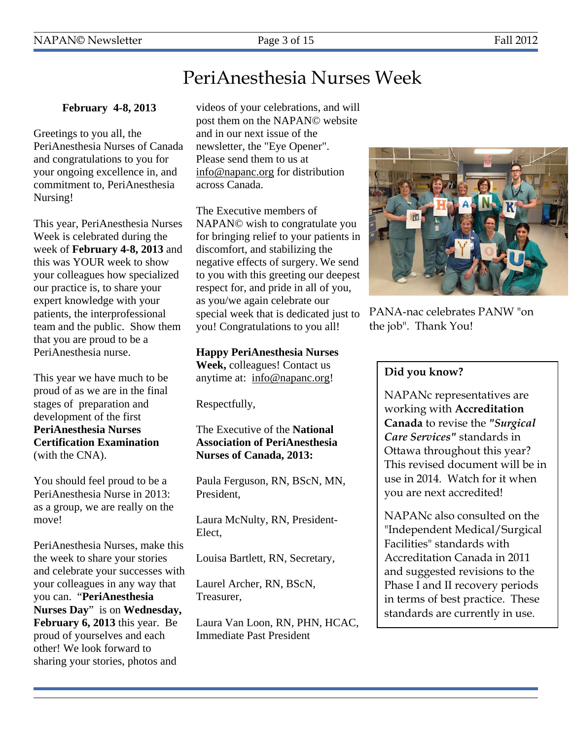# PeriAnesthesia Nurses Week

**February 4-8, 2013**

Greetings to you all, the PeriAnesthesia Nurses of Canada and congratulations to you for your ongoing excellence in, and commitment to, PeriAnesthesia Nursing!

This year, PeriAnesthesia Nurses Week is celebrated during the week of **February 4-8, 2013** and this was YOUR week to show your colleagues how specialized our practice is, to share your expert knowledge with your patients, the interprofessional team and the public. Show them that you are proud to be a PeriAnesthesia nurse.

This year we have much to be proud of as we are in the final stages of preparation and development of the first **PeriAnesthesia Nurses Certification Examination** (with the CNA).

You should feel proud to be a PeriAnesthesia Nurse in 2013: as a group, we are really on the move!

PeriAnesthesia Nurses, make this the week to share your stories and celebrate your successes with your colleagues in any way that you can. "**PeriAnesthesia Nurses Day**" is on **Wednesday, February 6, 2013** this year. Be proud of yourselves and each other! We look forward to sharing your stories, photos and videos of your celebrations, and will post them on the NAPAN© website and in our next issue of the newsletter, the "Eye Opener". Please send them to us at info@napanc.org for distribution across Canada.

The Executive members of NAPAN© wish to congratulate you for bringing relief to your patients in discomfort, and stabilizing the negative effects of surgery. We send to you with this greeting our deepest respect for, and pride in all of you, as you/we again celebrate our special week that is dedicated just to you! Congratulations to you all!

**Happy PeriAnesthesia Nurses Week,** colleagues! Contact us anytime at: info@napanc.org!

Respectfully,

The Executive of the **National Association of PeriAnesthesia Nurses of Canada, 2013:**

Paula Ferguson, RN, BScN, MN, President,

Laura McNulty, RN, President-Elect,

Louisa Bartlett, RN, Secretary,

Laurel Archer, RN, BScN, Treasurer,

Laura Van Loon, RN, PHN, HCAC, Immediate Past President

PANA-nac celebrates PANW "on the job". Thank You!

**Did you know?**

NAPANc representatives are working with **Accreditation Canada** to revise the ***"Surgical Care Services"*** standards in Ottawa throughout this year? This revised document will be in use in 2014. Watch for it when you are next accredited!

NAPANc also consulted on the "Independent Medical/Surgical Facilities" standards with Accreditation Canada in 2011 and suggested revisions to the Phase I and II recovery periods in terms of best practice. These standards are currently in use.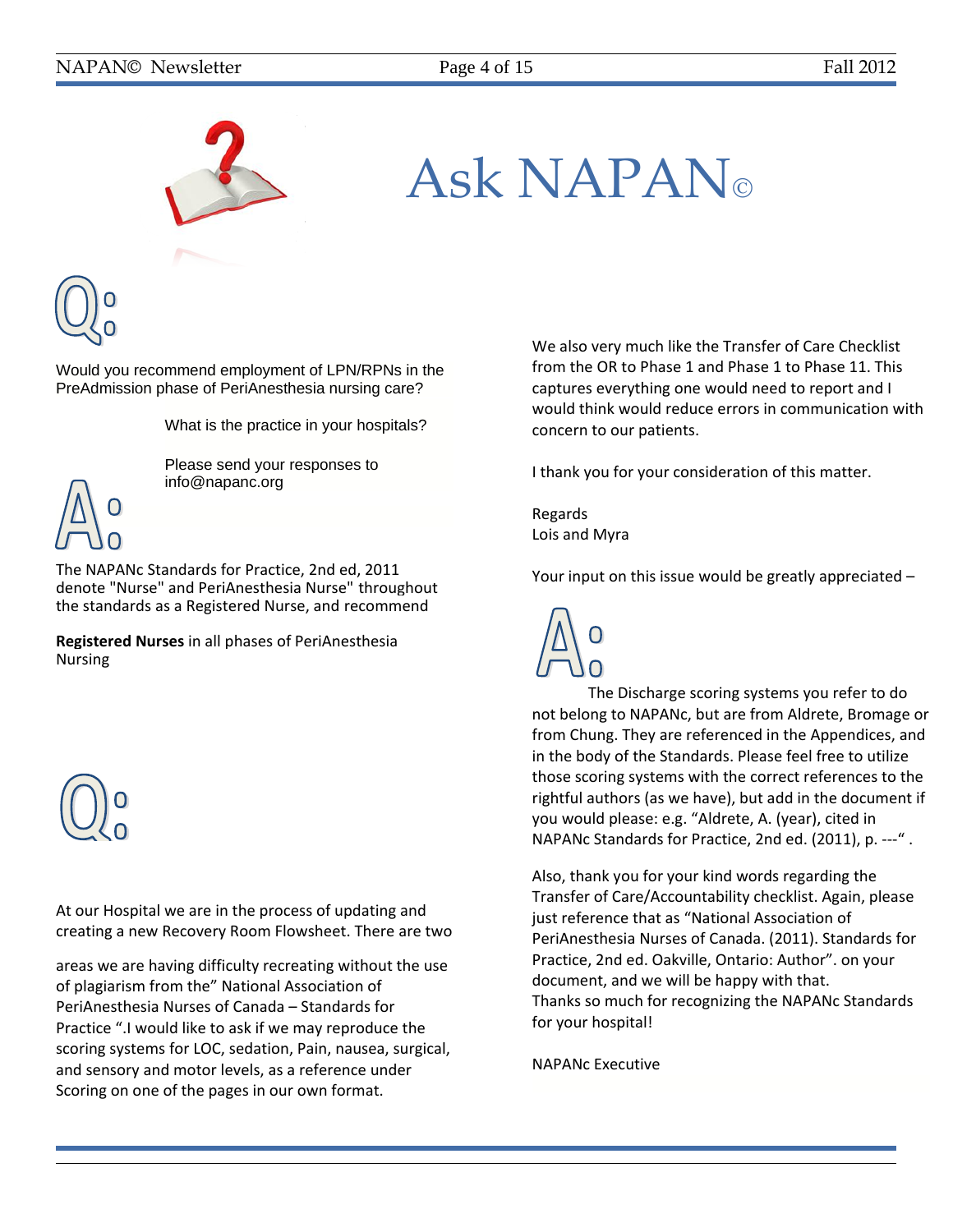# Ask NAPAN©

**Q:**

Would you recommend employment of LPN/RPNs in the PreAdmission phase of PeriAnesthesia nursing care?

What is the practice in your hospitals?

Please send your responses to info@napanc.org

**A:**

The NAPANc Standards for Practice, 2nd ed, 2011 denote "Nurse" and PeriAnesthesia Nurse" throughout the standards as a Registered Nurse, and recommend

**Registered Nurses** in all phases of PeriAnesthesia Nursing

**Q:**

At our Hospital we are in the process of updating and creating a new Recovery Room Flowsheet. There are two

areas we are having difficulty recreating without the use of plagiarism from the" National Association of PeriAnesthesia Nurses of Canada – Standards for Practice ".I would like to ask if we may reproduce the scoring systems for LOC, sedation, Pain, nausea, surgical, and sensory and motor levels, as a reference under Scoring on one of the pages in our own format.

We also very much like the Transfer of Care Checklist from the OR to Phase 1 and Phase 1 to Phase 11. This captures everything one would need to report and I would think would reduce errors in communication with concern to our patients.

I thank you for your consideration of this matter.

Regards
Lois and Myra

Your input on this issue would be greatly appreciated –

**A:**

The Discharge scoring systems you refer to do not belong to NAPANc, but are from Aldrete, Bromage or from Chung. They are referenced in the Appendices, and in the body of the Standards. Please feel free to utilize those scoring systems with the correct references to the rightful authors (as we have), but add in the document if you would please: e.g. "Aldrete, A. (year), cited in NAPANc Standards for Practice, 2nd ed. (2011), p. ---" .

Also, thank you for your kind words regarding the Transfer of Care/Accountability checklist. Again, please just reference that as "National Association of PeriAnesthesia Nurses of Canada. (2011). Standards for Practice, 2nd ed. Oakville, Ontario: Author". on your document, and we will be happy with that.
Thanks so much for recognizing the NAPANc Standards for your hospital!

NAPANc Executive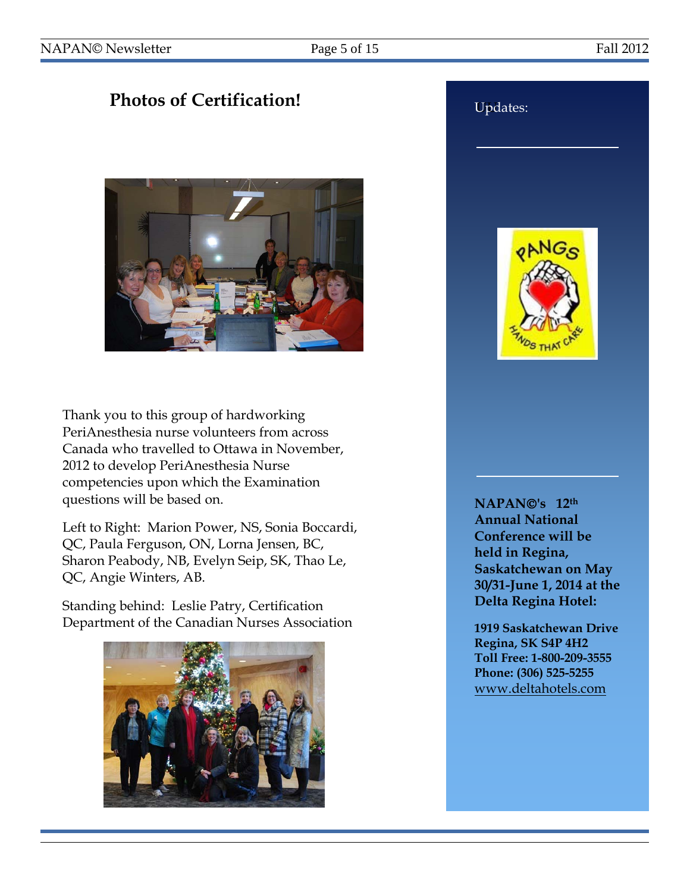## Photos of Certification!

Thank you to this group of hardworking PeriAnesthesia nurse volunteers from across Canada who travelled to Ottawa in November, 2012 to develop PeriAnesthesia Nurse competencies upon which the Examination questions will be based on.

Left to Right: Marion Power, NS, Sonia Boccardi, QC, Paula Ferguson, ON, Lorna Jensen, BC, Sharon Peabody, NB, Evelyn Seip, SK, Thao Le, QC, Angie Winters, AB.

Standing behind: Leslie Patry, Certification Department of the Canadian Nurses Association

Updates:

**NAPAN©'s 12th Annual National Conference will be held in Regina, Saskatchewan on May 30/31-June 1, 2014 at the Delta Regina Hotel:**

**1919 Saskatchewan Drive**
**Regina, SK S4P 4H2**
**Toll Free: 1-800-209-3555**
**Phone: (306) 525-5255**
www.deltahotels.com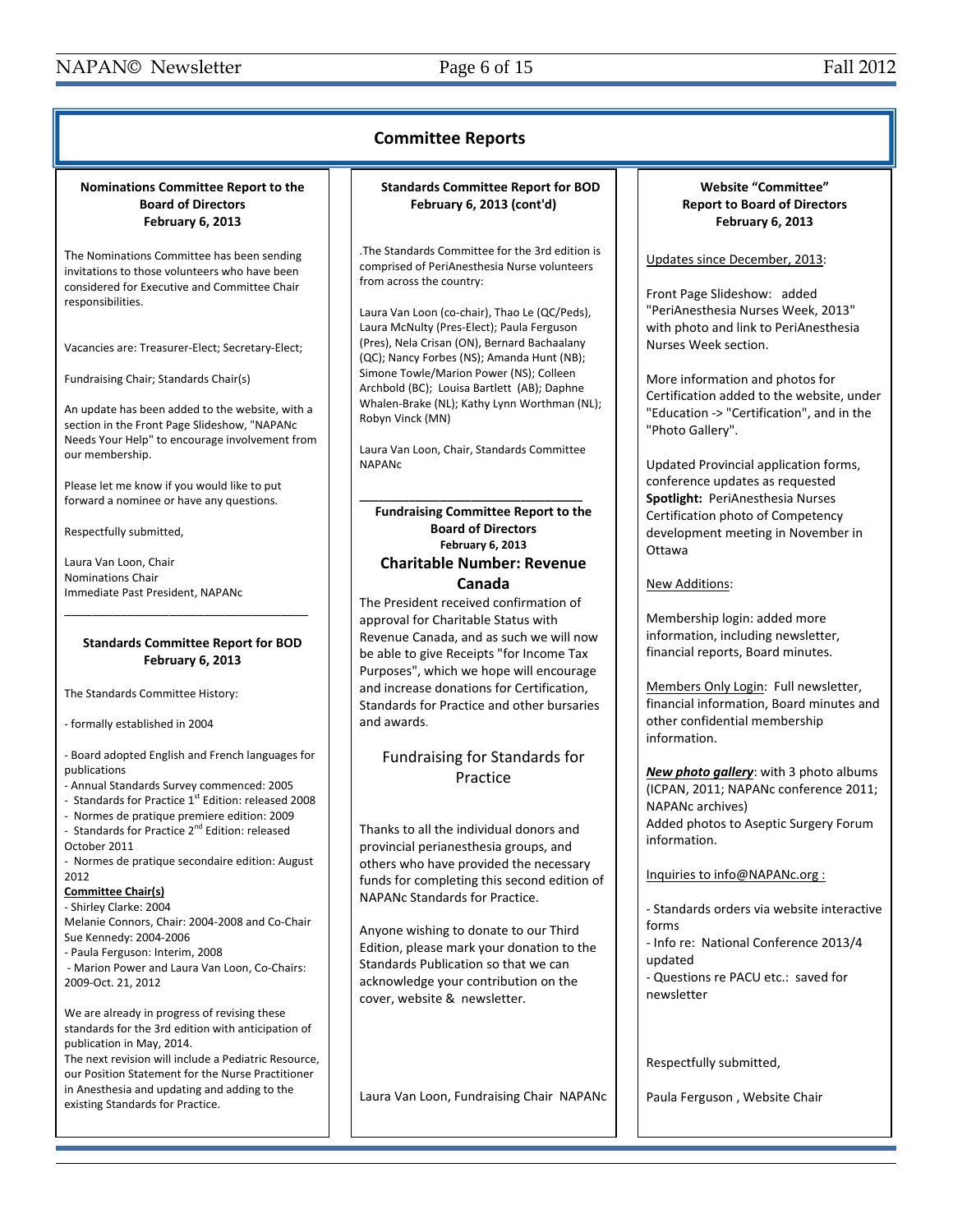# Committee Reports

### Nominations Committee Report to the Board of Directors February 6, 2013

The Nominations Committee has been sending invitations to those volunteers who have been considered for Executive and Committee Chair responsibilities.

Vacancies are: Treasurer-Elect; Secretary-Elect;

Fundraising Chair; Standards Chair(s)

An update has been added to the website, with a section in the Front Page Slideshow, "NAPANc Needs Your Help" to encourage involvement from our membership.

Please let me know if you would like to put forward a nominee or have any questions.

Respectfully submitted,

Laura Van Loon, Chair
Nominations Chair
Immediate Past President, NAPANc

---

### Standards Committee Report for BOD February 6, 2013

The Standards Committee History:

- formally established in 2004

- Board adopted English and French languages for publications
- Annual Standards Survey commenced: 2005
- Standards for Practice 1st Edition: released 2008
- Normes de pratique premiere edition: 2009
- Standards for Practice 2nd Edition: released October 2011
- Normes de pratique secondaire edition: August 2012

**Committee Chair(s)**

- Shirley Clarke: 2004

Melanie Connors, Chair: 2004-2008 and Co-Chair Sue Kennedy: 2004-2006

- Paula Ferguson: Interim, 2008
- Marion Power and Laura Van Loon, Co-Chairs: 2009-Oct. 21, 2012

We are already in progress of revising these standards for the 3rd edition with anticipation of publication in May, 2014.

The next revision will include a Pediatric Resource, our Position Statement for the Nurse Practitioner in Anesthesia and updating and adding to the existing Standards for Practice.

### Standards Committee Report for BOD February 6, 2013 (cont'd)

.The Standards Committee for the 3rd edition is comprised of PeriAnesthesia Nurse volunteers from across the country:

Laura Van Loon (co-chair), Thao Le (QC/Peds), Laura McNulty (Pres-Elect); Paula Ferguson (Pres), Nela Crisan (ON), Bernard Bachaalany (QC); Nancy Forbes (NS); Amanda Hunt (NB); Simone Towle/Marion Power (NS); Colleen Archbold (BC); Louisa Bartlett (AB); Daphne Whalen-Brake (NL); Kathy Lynn Worthman (NL); Robyn Vinck (MN)

Laura Van Loon, Chair, Standards Committee NAPANc

---

### Fundraising Committee Report to the Board of Directors February 6, 2013

## Charitable Number: Revenue Canada

The President received confirmation of approval for Charitable Status with Revenue Canada, and as such we will now be able to give Receipts "for Income Tax Purposes", which we hope will encourage and increase donations for Certification, Standards for Practice and other bursaries and awards.

## Fundraising for Standards for Practice

Thanks to all the individual donors and provincial perianesthesia groups, and others who have provided the necessary funds for completing this second edition of NAPANc Standards for Practice.

Anyone wishing to donate to our Third Edition, please mark your donation to the Standards Publication so that we can acknowledge your contribution on the cover, website & newsletter.

Laura Van Loon, Fundraising Chair NAPANc

### Website "Committee" Report to Board of Directors February 6, 2013

Updates since December, 2013:

Front Page Slideshow: added "PeriAnesthesia Nurses Week, 2013" with photo and link to PeriAnesthesia Nurses Week section.

More information and photos for Certification added to the website, under "Education -> "Certification", and in the "Photo Gallery".

Updated Provincial application forms, conference updates as requested
**Spotlight:** PeriAnesthesia Nurses Certification photo of Competency development meeting in November in Ottawa

New Additions:

Membership login: added more information, including newsletter, financial reports, Board minutes.

Members Only Login: Full newsletter, financial information, Board minutes and other confidential membership information.

***New photo gallery***: with 3 photo albums (ICPAN, 2011; NAPANc conference 2011; NAPANc archives)
Added photos to Aseptic Surgery Forum information.

Inquiries to info@NAPANc.org :

- Standards orders via website interactive forms
- Info re: National Conference 2013/4 updated
- Questions re PACU etc.: saved for newsletter

Respectfully submitted,

Paula Ferguson , Website Chair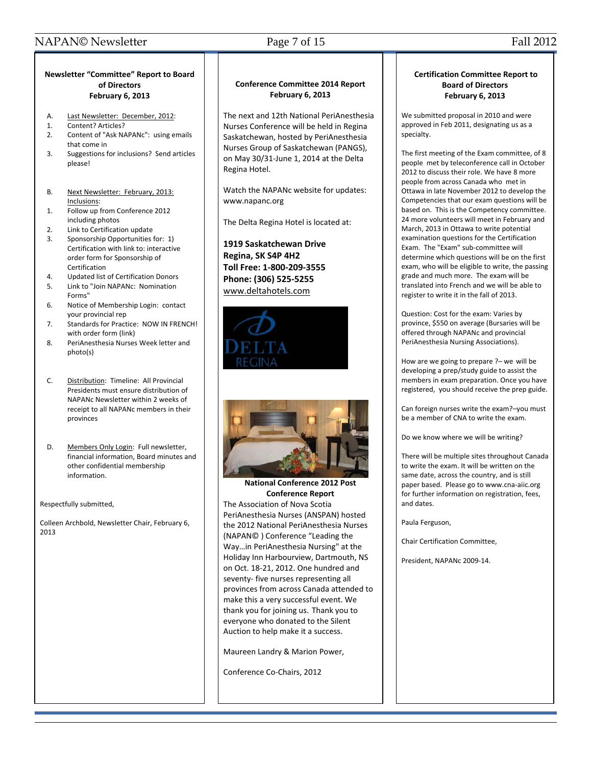### Newsletter "Committee" Report to Board of Directors
### February 6, 2013

A. Last Newsletter: December, 2012:

1. Content? Articles?
2. Content of "Ask NAPANc": using emails that come in
3. Suggestions for inclusions? Send articles please!

B. Next Newsletter: February, 2013: Inclusions:

1. Follow up from Conference 2012 including photos
2. Link to Certification update
3. Sponsorship Opportunities for: 1) Certification with link to: interactive order form for Sponsorship of Certification
4. Updated list of Certification Donors
5. Link to "Join NAPANc: Nomination Forms"
6. Notice of Membership Login: contact your provincial rep
7. Standards for Practice: NOW IN FRENCH! with order form (link)
8. PeriAnesthesia Nurses Week letter and photo(s)

C. Distribution: Timeline: All Provincial Presidents must ensure distribution of NAPANc Newsletter within 2 weeks of receipt to all NAPANc members in their provinces

D. Members Only Login: Full newsletter, financial information, Board minutes and other confidential membership information.

Respectfully submitted,

Colleen Archbold, Newsletter Chair, February 6, 2013

### Conference Committee 2014 Report
### February 6, 2013

The next and 12th National PeriAnesthesia Nurses Conference will be held in Regina Saskatchewan, hosted by PeriAnesthesia Nurses Group of Saskatchewan (PANGS), on May 30/31-June 1, 2014 at the Delta Regina Hotel.

Watch the NAPANc website for updates: www.napanc.org

The Delta Regina Hotel is located at:

**1919 Saskatchewan Drive**
**Regina, SK S4P 4H2**
**Toll Free: 1-800-209-3555**
**Phone: (306) 525-5255**
www.deltahotels.com

### National Conference 2012 Post Conference Report

The Association of Nova Scotia PeriAnesthesia Nurses (ANSPAN) hosted the 2012 National PeriAnesthesia Nurses (NAPAN© ) Conference "Leading the Way…in PeriAnesthesia Nursing" at the Holiday Inn Harbourview, Dartmouth, NS on Oct. 18-21, 2012. One hundred and seventy- five nurses representing all provinces from across Canada attended to make this a very successful event. We thank you for joining us. Thank you to everyone who donated to the Silent Auction to help make it a success.

Maureen Landry & Marion Power,

Conference Co-Chairs, 2012

### Certification Committee Report to Board of Directors
### February 6, 2013

We submitted proposal in 2010 and were approved in Feb 2011, designating us as a specialty.

The first meeting of the Exam committee, of 8 people met by teleconference call in October 2012 to discuss their role. We have 8 more people from across Canada who met in Ottawa in late November 2012 to develop the Competencies that our exam questions will be based on. This is the Competency committee. 24 more volunteers will meet in February and March, 2013 in Ottawa to write potential examination questions for the Certification Exam. The "Exam" sub-committee will determine which questions will be on the first exam, who will be eligible to write, the passing grade and much more. The exam will be translated into French and we will be able to register to write it in the fall of 2013.

Question: Cost for the exam: Varies by province, $550 on average (Bursaries will be offered through NAPANc and provincial PeriAnesthesia Nursing Associations).

How are we going to prepare ?– we will be developing a prep/study guide to assist the members in exam preparation. Once you have registered, you should receive the prep guide.

Can foreign nurses write the exam?–you must be a member of CNA to write the exam.

Do we know where we will be writing?

There will be multiple sites throughout Canada to write the exam. It will be written on the same date, across the country, and is still paper based. Please go to www.cna-aiic.org for further information on registration, fees, and dates.

Paula Ferguson,

Chair Certification Committee,

President, NAPANc 2009-14.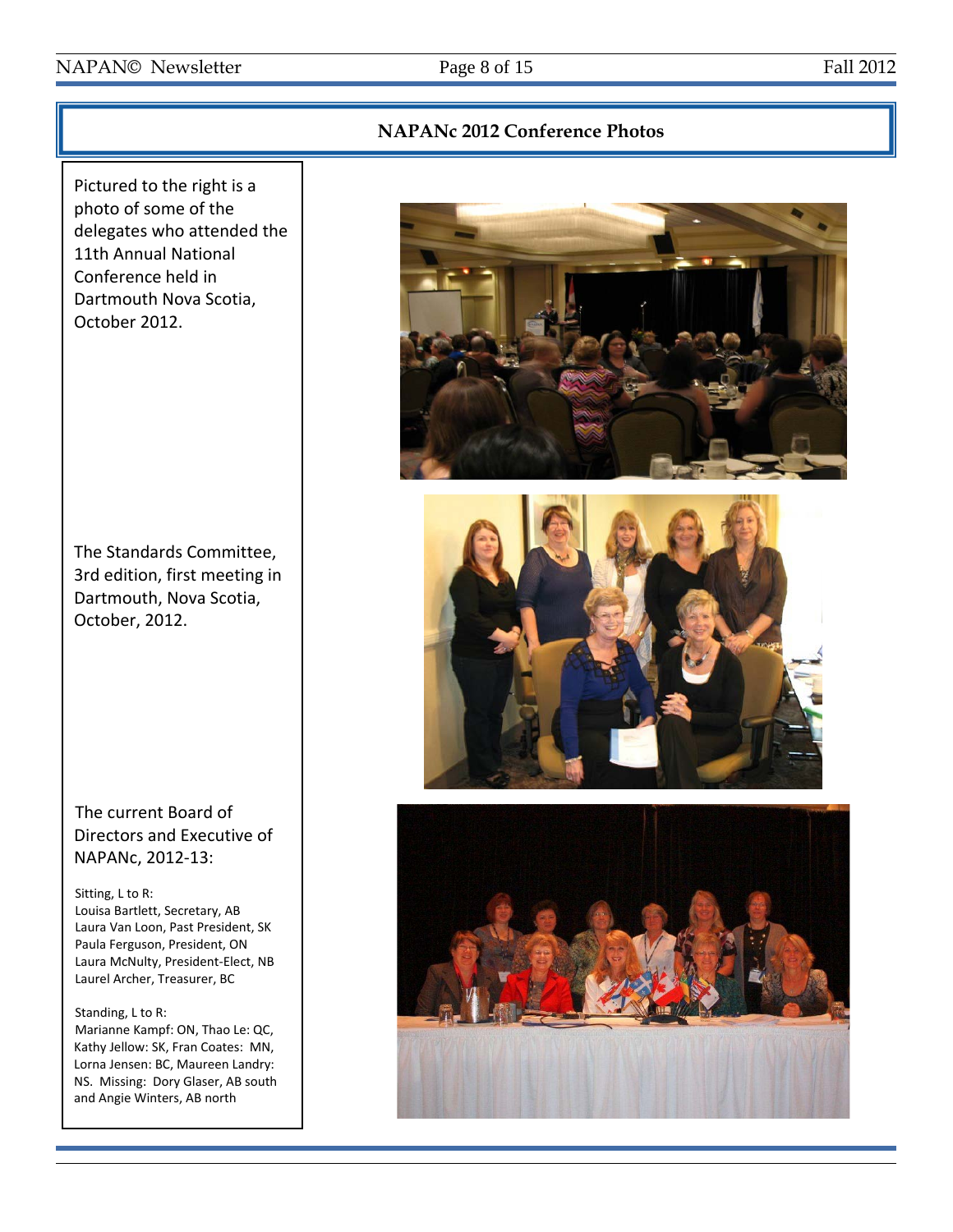## NAPANc 2012 Conference Photos

Pictured to the right is a photo of some of the delegates who attended the 11th Annual National Conference held in Dartmouth Nova Scotia, October 2012.

The Standards Committee, 3rd edition, first meeting in Dartmouth, Nova Scotia, October, 2012.

The current Board of Directors and Executive of NAPANc, 2012-13:

Sitting, L to R:
Louisa Bartlett, Secretary, AB
Laura Van Loon, Past President, SK
Paula Ferguson, President, ON
Laura McNulty, President-Elect, NB
Laurel Archer, Treasurer, BC

Standing, L to R:
Marianne Kampf: ON, Thao Le: QC, Kathy Jellow: SK, Fran Coates: MN, Lorna Jensen: BC, Maureen Landry: NS. Missing: Dory Glaser, AB south and Angie Winters, AB north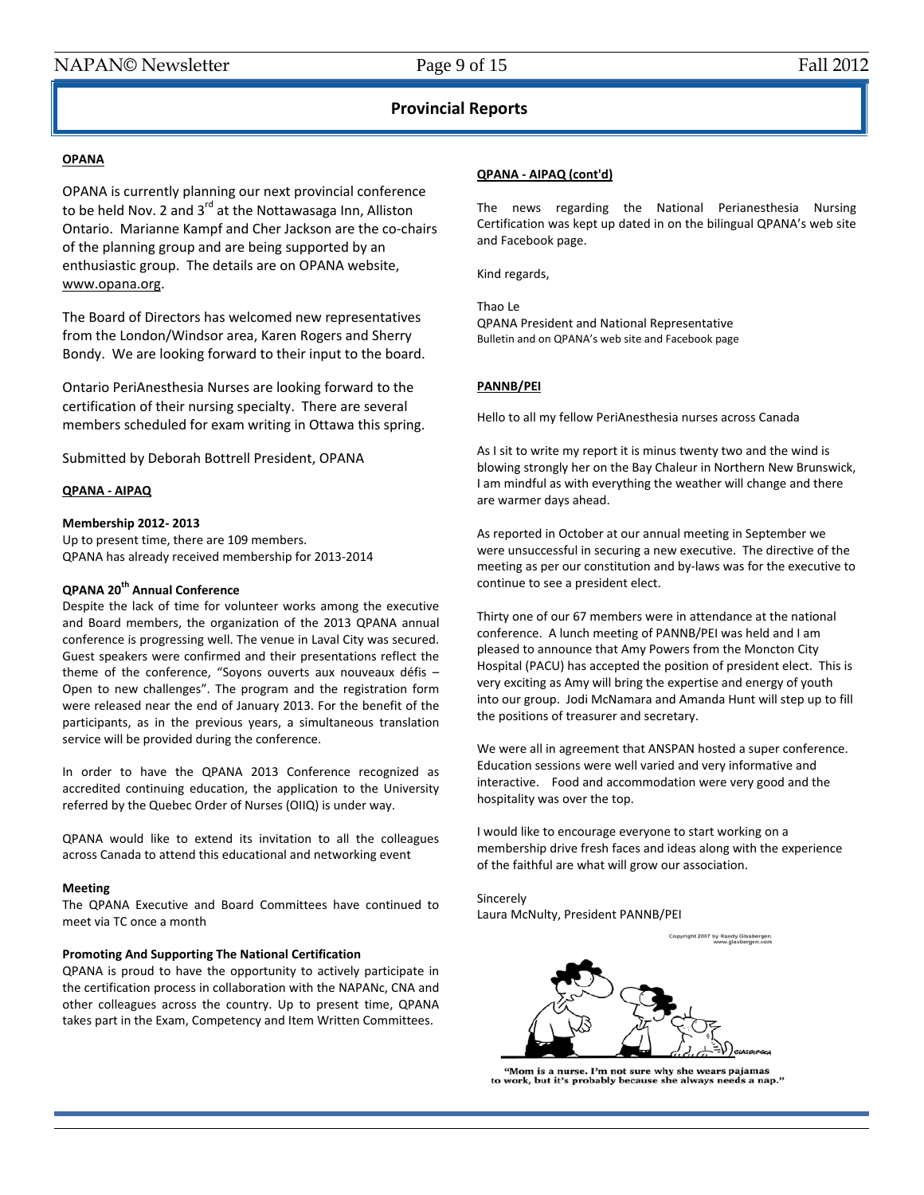## Provincial Reports

**OPANA**

OPANA is currently planning our next provincial conference to be held Nov. 2 and 3rd at the Nottawasaga Inn, Alliston Ontario. Marianne Kampf and Cher Jackson are the co-chairs of the planning group and are being supported by an enthusiastic group. The details are on OPANA website, www.opana.org.

The Board of Directors has welcomed new representatives from the London/Windsor area, Karen Rogers and Sherry Bondy. We are looking forward to their input to the board.

Ontario PeriAnesthesia Nurses are looking forward to the certification of their nursing specialty. There are several members scheduled for exam writing in Ottawa this spring.

Submitted by Deborah Bottrell President, OPANA

**QPANA - AIPAQ**

**Membership 2012- 2013**

Up to present time, there are 109 members.
QPANA has already received membership for 2013-2014

**QPANA 20th Annual Conference**

Despite the lack of time for volunteer works among the executive and Board members, the organization of the 2013 QPANA annual conference is progressing well. The venue in Laval City was secured. Guest speakers were confirmed and their presentations reflect the theme of the conference, "Soyons ouverts aux nouveaux défis – Open to new challenges". The program and the registration form were released near the end of January 2013. For the benefit of the participants, as in the previous years, a simultaneous translation service will be provided during the conference.

In order to have the QPANA 2013 Conference recognized as accredited continuing education, the application to the University referred by the Quebec Order of Nurses (OIIQ) is under way.

QPANA would like to extend its invitation to all the colleagues across Canada to attend this educational and networking event

**Meeting**

The QPANA Executive and Board Committees have continued to meet via TC once a month

**Promoting And Supporting The National Certification**

QPANA is proud to have the opportunity to actively participate in the certification process in collaboration with the NAPANc, CNA and other colleagues across the country. Up to present time, QPANA takes part in the Exam, Competency and Item Written Committees.

**QPANA - AIPAQ (cont'd)**

The news regarding the National Perianesthesia Nursing Certification was kept up dated in on the bilingual QPANA's web site and Facebook page.

Kind regards,

Thao Le
QPANA President and National Representative
Bulletin and on QPANA's web site and Facebook page

**PANNB/PEI**

Hello to all my fellow PeriAnesthesia nurses across Canada

As I sit to write my report it is minus twenty two and the wind is blowing strongly her on the Bay Chaleur in Northern New Brunswick, I am mindful as with everything the weather will change and there are warmer days ahead.

As reported in October at our annual meeting in September we were unsuccessful in securing a new executive. The directive of the meeting as per our constitution and by-laws was for the executive to continue to see a president elect.

Thirty one of our 67 members were in attendance at the national conference. A lunch meeting of PANNB/PEI was held and I am pleased to announce that Amy Powers from the Moncton City Hospital (PACU) has accepted the position of president elect. This is very exciting as Amy will bring the expertise and energy of youth into our group. Jodi McNamara and Amanda Hunt will step up to fill the positions of treasurer and secretary.

We were all in agreement that ANSPAN hosted a super conference. Education sessions were well varied and very informative and interactive. Food and accommodation were very good and the hospitality was over the top.

I would like to encourage everyone to start working on a membership drive fresh faces and ideas along with the experience of the faithful are what will grow our association.

Sincerely
Laura McNulty, President PANNB/PEI

Copyright 2007 by Randy Glasbergen. www.glasbergen.com

"Mom is a nurse. I'm not sure why she wears pajamas to work, but it's probably because she always needs a nap."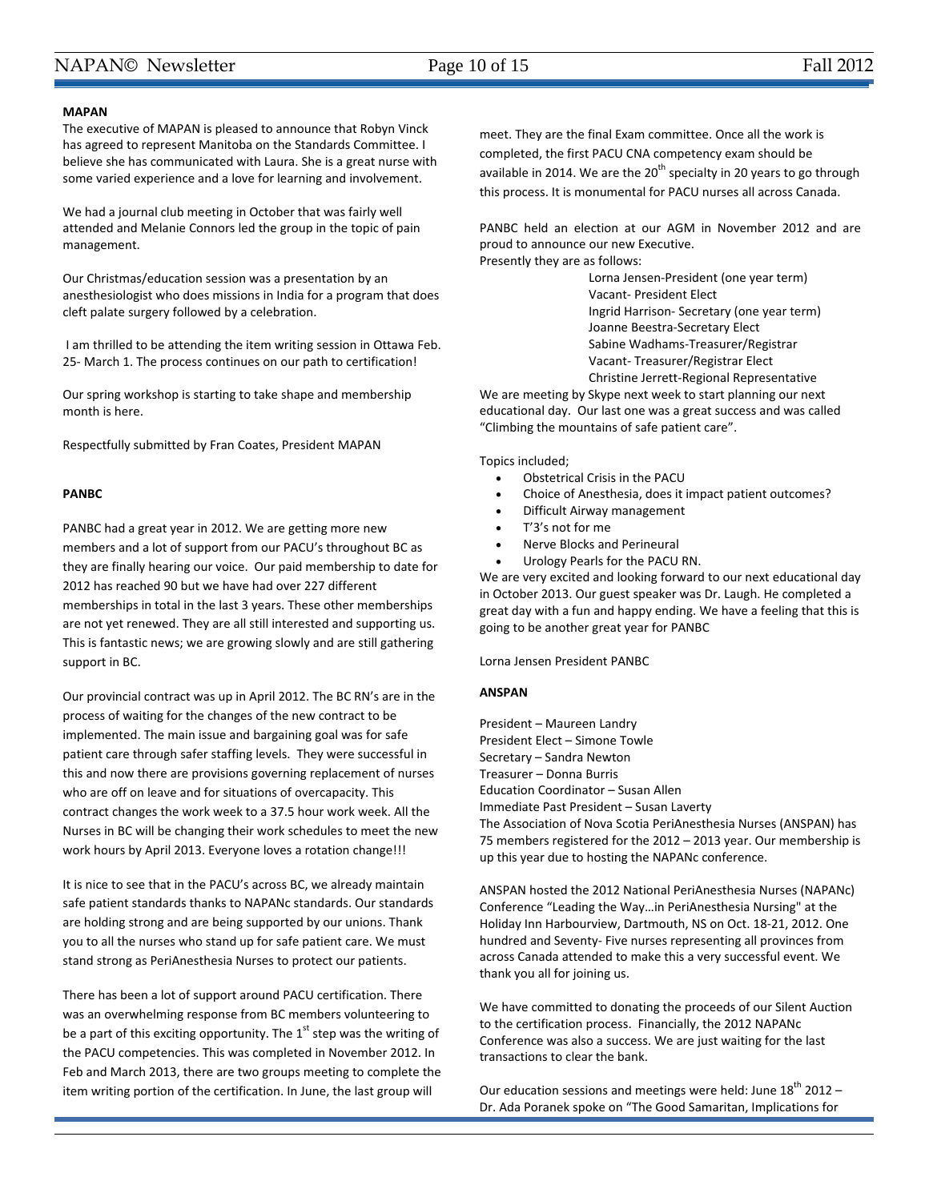**MAPAN**

The executive of MAPAN is pleased to announce that Robyn Vinck has agreed to represent Manitoba on the Standards Committee. I believe she has communicated with Laura. She is a great nurse with some varied experience and a love for learning and involvement.

We had a journal club meeting in October that was fairly well attended and Melanie Connors led the group in the topic of pain management.

Our Christmas/education session was a presentation by an anesthesiologist who does missions in India for a program that does cleft palate surgery followed by a celebration.

I am thrilled to be attending the item writing session in Ottawa Feb. 25- March 1. The process continues on our path to certification!

Our spring workshop is starting to take shape and membership month is here.

Respectfully submitted by Fran Coates, President MAPAN

**PANBC**

PANBC had a great year in 2012. We are getting more new members and a lot of support from our PACU's throughout BC as they are finally hearing our voice. Our paid membership to date for 2012 has reached 90 but we have had over 227 different memberships in total in the last 3 years. These other memberships are not yet renewed. They are all still interested and supporting us. This is fantastic news; we are growing slowly and are still gathering support in BC.

Our provincial contract was up in April 2012. The BC RN's are in the process of waiting for the changes of the new contract to be implemented. The main issue and bargaining goal was for safe patient care through safer staffing levels. They were successful in this and now there are provisions governing replacement of nurses who are off on leave and for situations of overcapacity. This contract changes the work week to a 37.5 hour work week. All the Nurses in BC will be changing their work schedules to meet the new work hours by April 2013. Everyone loves a rotation change!!!

It is nice to see that in the PACU's across BC, we already maintain safe patient standards thanks to NAPANc standards. Our standards are holding strong and are being supported by our unions. Thank you to all the nurses who stand up for safe patient care. We must stand strong as PeriAnesthesia Nurses to protect our patients.

There has been a lot of support around PACU certification. There was an overwhelming response from BC members volunteering to be a part of this exciting opportunity. The 1st step was the writing of the PACU competencies. This was completed in November 2012. In Feb and March 2013, there are two groups meeting to complete the item writing portion of the certification. In June, the last group will meet. They are the final Exam committee. Once all the work is completed, the first PACU CNA competency exam should be available in 2014. We are the 20th specialty in 20 years to go through this process. It is monumental for PACU nurses all across Canada.

PANBC held an election at our AGM in November 2012 and are proud to announce our new Executive.
Presently they are as follows:

Lorna Jensen-President (one year term)
Vacant- President Elect
Ingrid Harrison- Secretary (one year term)
Joanne Beestra-Secretary Elect
Sabine Wadhams-Treasurer/Registrar
Vacant- Treasurer/Registrar Elect
Christine Jerrett-Regional Representative

We are meeting by Skype next week to start planning our next educational day. Our last one was a great success and was called "Climbing the mountains of safe patient care".

Topics included;

- Obstetrical Crisis in the PACU
- Choice of Anesthesia, does it impact patient outcomes?
- Difficult Airway management
- T'3's not for me
- Nerve Blocks and Perineural
- Urology Pearls for the PACU RN.

We are very excited and looking forward to our next educational day in October 2013. Our guest speaker was Dr. Laugh. He completed a great day with a fun and happy ending. We have a feeling that this is going to be another great year for PANBC

Lorna Jensen President PANBC

**ANSPAN**

President – Maureen Landry
President Elect – Simone Towle
Secretary – Sandra Newton
Treasurer – Donna Burris
Education Coordinator – Susan Allen
Immediate Past President – Susan Laverty

The Association of Nova Scotia PeriAnesthesia Nurses (ANSPAN) has 75 members registered for the 2012 – 2013 year. Our membership is up this year due to hosting the NAPANc conference.

ANSPAN hosted the 2012 National PeriAnesthesia Nurses (NAPANc) Conference "Leading the Way…in PeriAnesthesia Nursing" at the Holiday Inn Harbourview, Dartmouth, NS on Oct. 18-21, 2012. One hundred and Seventy- Five nurses representing all provinces from across Canada attended to make this a very successful event. We thank you all for joining us.

We have committed to donating the proceeds of our Silent Auction to the certification process. Financially, the 2012 NAPANc Conference was also a success. We are just waiting for the last transactions to clear the bank.

Our education sessions and meetings were held: June 18th 2012 – Dr. Ada Poranek spoke on "The Good Samaritan, Implications for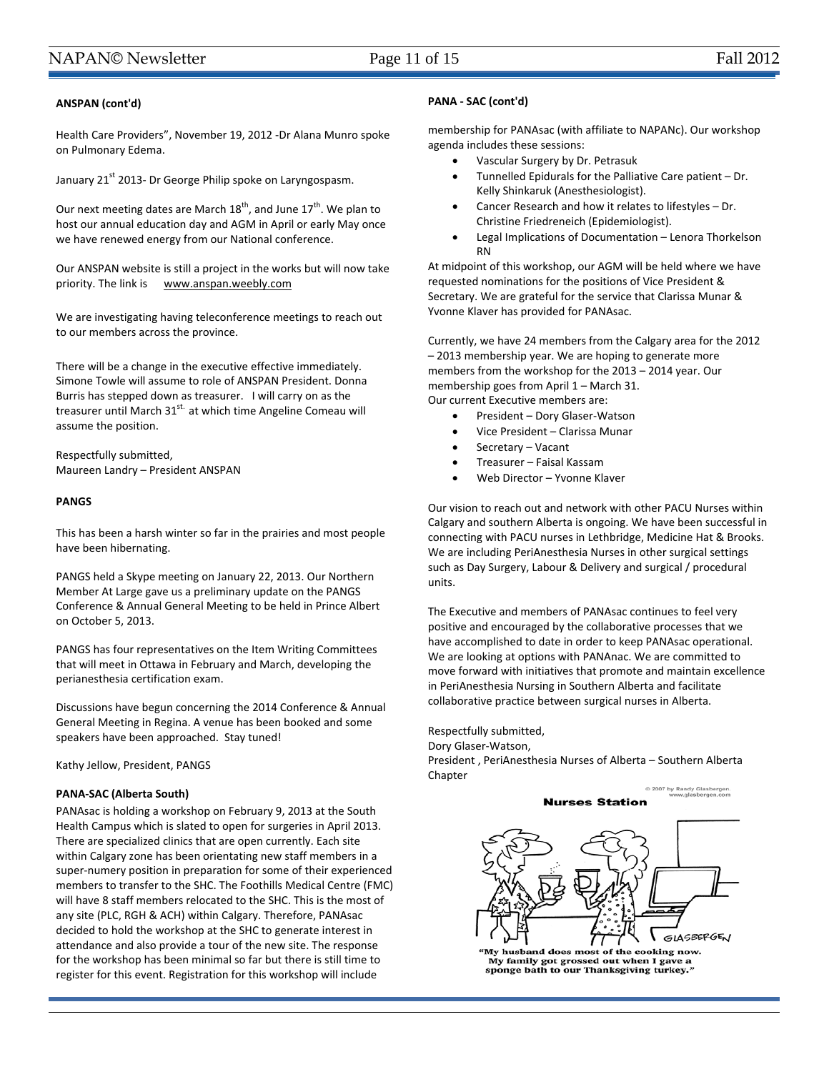**ANSPAN (cont'd)**

Health Care Providers", November 19, 2012 -Dr Alana Munro spoke on Pulmonary Edema.

January 21st 2013- Dr George Philip spoke on Laryngospasm.

Our next meeting dates are March 18th, and June 17th. We plan to host our annual education day and AGM in April or early May once we have renewed energy from our National conference.

Our ANSPAN website is still a project in the works but will now take priority. The link is www.anspan.weebly.com

We are investigating having teleconference meetings to reach out to our members across the province.

There will be a change in the executive effective immediately. Simone Towle will assume to role of ANSPAN President. Donna Burris has stepped down as treasurer. I will carry on as the treasurer until March 31st. at which time Angeline Comeau will assume the position.

Respectfully submitted,
Maureen Landry – President ANSPAN

**PANGS**

This has been a harsh winter so far in the prairies and most people have been hibernating.

PANGS held a Skype meeting on January 22, 2013. Our Northern Member At Large gave us a preliminary update on the PANGS Conference & Annual General Meeting to be held in Prince Albert on October 5, 2013.

PANGS has four representatives on the Item Writing Committees that will meet in Ottawa in February and March, developing the perianesthesia certification exam.

Discussions have begun concerning the 2014 Conference & Annual General Meeting in Regina. A venue has been booked and some speakers have been approached. Stay tuned!

Kathy Jellow, President, PANGS

**PANA-SAC (Alberta South)**

PANAsac is holding a workshop on February 9, 2013 at the South Health Campus which is slated to open for surgeries in April 2013. There are specialized clinics that are open currently. Each site within Calgary zone has been orientating new staff members in a super-numery position in preparation for some of their experienced members to transfer to the SHC. The Foothills Medical Centre (FMC) will have 8 staff members relocated to the SHC. This is the most of any site (PLC, RGH & ACH) within Calgary. Therefore, PANAsac decided to hold the workshop at the SHC to generate interest in attendance and also provide a tour of the new site. The response for the workshop has been minimal so far but there is still time to register for this event. Registration for this workshop will include

**PANA - SAC (cont'd)**

membership for PANAsac (with affiliate to NAPANc). Our workshop agenda includes these sessions:

- Vascular Surgery by Dr. Petrasuk
- Tunnelled Epidurals for the Palliative Care patient – Dr. Kelly Shinkaruk (Anesthesiologist).
- Cancer Research and how it relates to lifestyles – Dr. Christine Friedreneich (Epidemiologist).
- Legal Implications of Documentation – Lenora Thorkelson RN

At midpoint of this workshop, our AGM will be held where we have requested nominations for the positions of Vice President & Secretary. We are grateful for the service that Clarissa Munar & Yvonne Klaver has provided for PANAsac.

Currently, we have 24 members from the Calgary area for the 2012 – 2013 membership year. We are hoping to generate more members from the workshop for the 2013 – 2014 year. Our membership goes from April 1 – March 31.
Our current Executive members are:

- President – Dory Glaser-Watson
- Vice President – Clarissa Munar
- Secretary – Vacant
- Treasurer – Faisal Kassam
- Web Director – Yvonne Klaver

Our vision to reach out and network with other PACU Nurses within Calgary and southern Alberta is ongoing. We have been successful in connecting with PACU nurses in Lethbridge, Medicine Hat & Brooks. We are including PeriAnesthesia Nurses in other surgical settings such as Day Surgery, Labour & Delivery and surgical / procedural units.

The Executive and members of PANAsac continues to feel very positive and encouraged by the collaborative processes that we have accomplished to date in order to keep PANAsac operational. We are looking at options with PANAnac. We are committed to move forward with initiatives that promote and maintain excellence in PeriAnesthesia Nursing in Southern Alberta and facilitate collaborative practice between surgical nurses in Alberta.

Respectfully submitted,
Dory Glaser-Watson,
President , PeriAnesthesia Nurses of Alberta – Southern Alberta Chapter

© 2007 by Randy Glasbergen. www.glasbergen.com

**Nurses Station**

"My husband does most of the cooking now. My family got grossed out when I gave a sponge bath to our Thanksgiving turkey."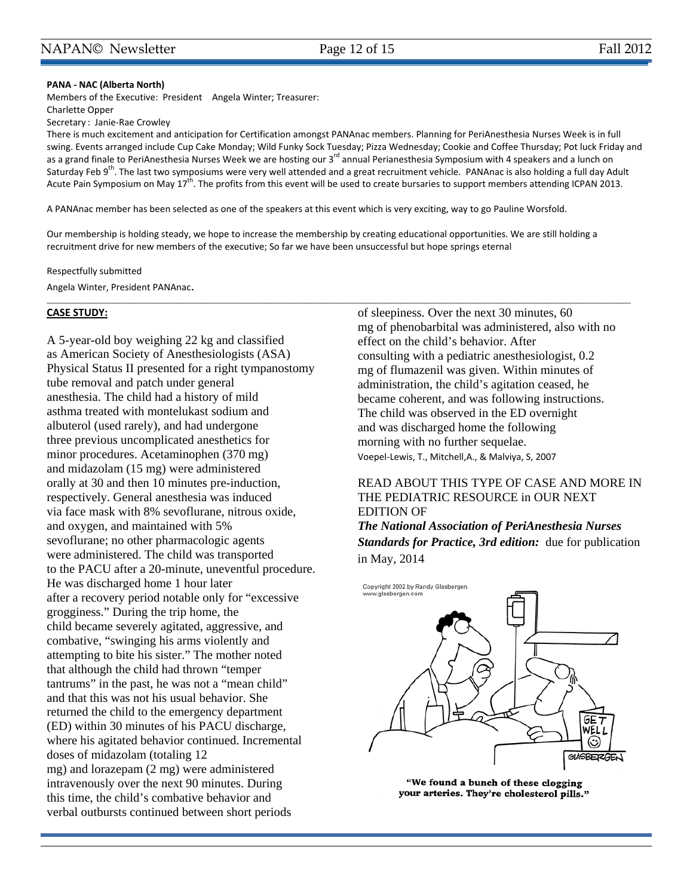**PANA - NAC (Alberta North)**

Members of the Executive: President Angela Winter; Treasurer: Charlette Opper

Secretary : Janie-Rae Crowley

There is much excitement and anticipation for Certification amongst PANAnac members. Planning for PeriAnesthesia Nurses Week is in full swing. Events arranged include Cup Cake Monday; Wild Funky Sock Tuesday; Pizza Wednesday; Cookie and Coffee Thursday; Pot luck Friday and as a grand finale to PeriAnesthesia Nurses Week we are hosting our 3rd annual Perianesthesia Symposium with 4 speakers and a lunch on Saturday Feb 9th. The last two symposiums were very well attended and a great recruitment vehicle. PANAnac is also holding a full day Adult Acute Pain Symposium on May 17th. The profits from this event will be used to create bursaries to support members attending ICPAN 2013.

A PANAnac member has been selected as one of the speakers at this event which is very exciting, way to go Pauline Worsfold.

Our membership is holding steady, we hope to increase the membership by creating educational opportunities. We are still holding a recruitment drive for new members of the executive; So far we have been unsuccessful but hope springs eternal

Respectfully submitted

Angela Winter, President PANAnac.

---

**CASE STUDY:**

A 5-year-old boy weighing 22 kg and classified as American Society of Anesthesiologists (ASA) Physical Status II presented for a right tympanostomy tube removal and patch under general anesthesia. The child had a history of mild asthma treated with montelukast sodium and albuterol (used rarely), and had undergone three previous uncomplicated anesthetics for minor procedures. Acetaminophen (370 mg) and midazolam (15 mg) were administered orally at 30 and then 10 minutes pre-induction, respectively. General anesthesia was induced via face mask with 8% sevoflurane, nitrous oxide, and oxygen, and maintained with 5% sevoflurane; no other pharmacologic agents were administered. The child was transported to the PACU after a 20-minute, uneventful procedure. He was discharged home 1 hour later after a recovery period notable only for "excessive grogginess." During the trip home, the child became severely agitated, aggressive, and combative, "swinging his arms violently and attempting to bite his sister." The mother noted that although the child had thrown "temper tantrums" in the past, he was not a "mean child" and that this was not his usual behavior. She returned the child to the emergency department (ED) within 30 minutes of his PACU discharge, where his agitated behavior continued. Incremental doses of midazolam (totaling 12 mg) and lorazepam (2 mg) were administered intravenously over the next 90 minutes. During this time, the child's combative behavior and verbal outbursts continued between short periods of sleepiness. Over the next 30 minutes, 60 mg of phenobarbital was administered, also with no effect on the child's behavior. After consulting with a pediatric anesthesiologist, 0.2 mg of flumazenil was given. Within minutes of administration, the child's agitation ceased, he became coherent, and was following instructions. The child was observed in the ED overnight and was discharged home the following morning with no further sequelae.

Voepel-Lewis, T., Mitchell,A., & Malviya, S, 2007

READ ABOUT THIS TYPE OF CASE AND MORE IN THE PEDIATRIC RESOURCE in OUR NEXT EDITION OF

***The National Association of PeriAnesthesia Nurses Standards for Practice, 3rd edition:*** due for publication in May, 2014

Copyright 2002 by Randy Glasbergen. www.glasbergen.com

"We found a bunch of these clogging your arteries. They're cholesterol pills."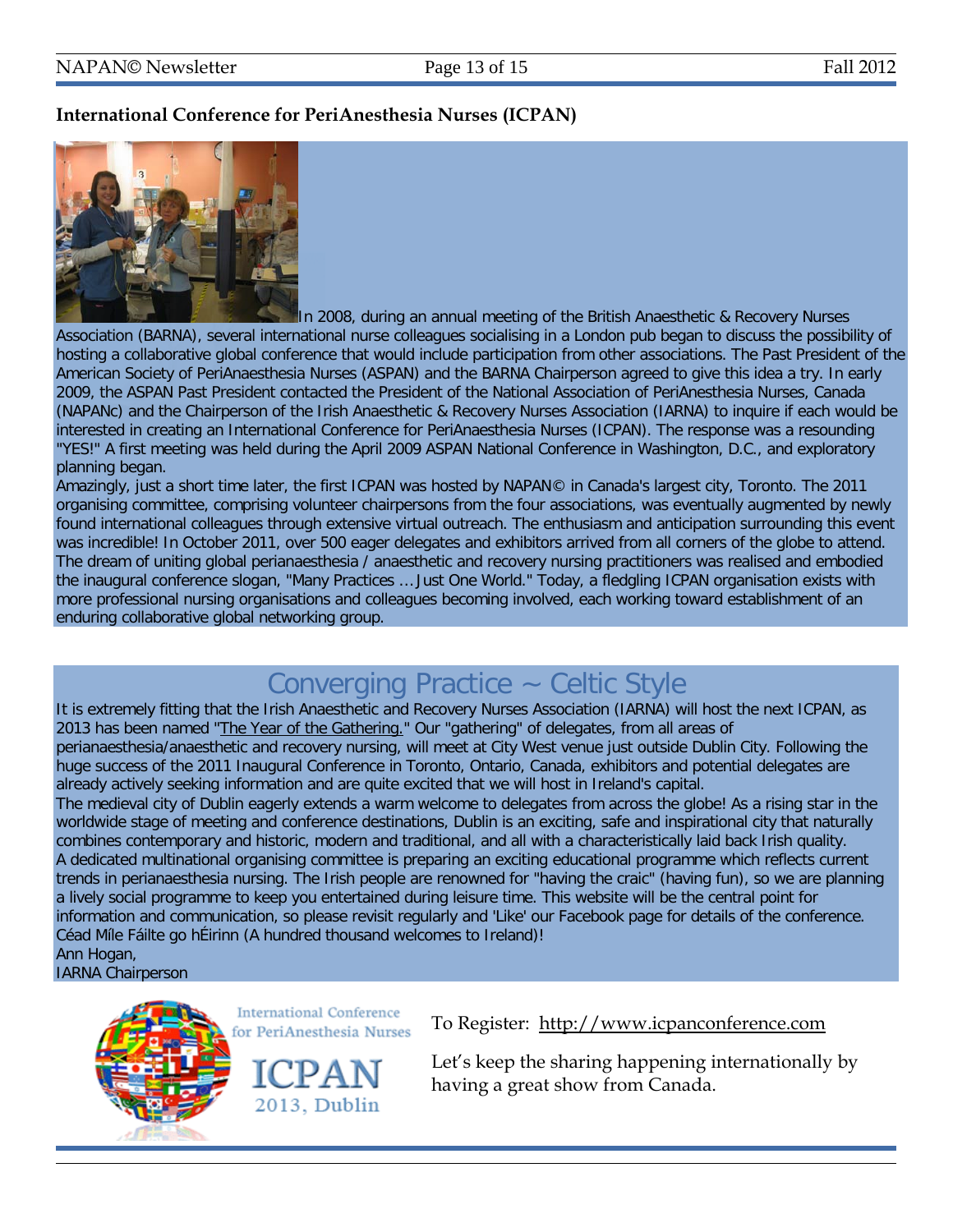## International Conference for PeriAnesthesia Nurses (ICPAN)

In 2008, during an annual meeting of the British Anaesthetic & Recovery Nurses Association (BARNA), several international nurse colleagues socialising in a London pub began to discuss the possibility of hosting a collaborative global conference that would include participation from other associations. The Past President of the American Society of PeriAnaesthesia Nurses (ASPAN) and the BARNA Chairperson agreed to give this idea a try. In early 2009, the ASPAN Past President contacted the President of the National Association of PeriAnesthesia Nurses, Canada (NAPANc) and the Chairperson of the Irish Anaesthetic & Recovery Nurses Association (IARNA) to inquire if each would be interested in creating an International Conference for PeriAnaesthesia Nurses (ICPAN). The response was a resounding "YES!" A first meeting was held during the April 2009 ASPAN National Conference in Washington, D.C., and exploratory planning began.

Amazingly, just a short time later, the first ICPAN was hosted by NAPAN© in Canada's largest city, Toronto. The 2011 organising committee, comprising volunteer chairpersons from the four associations, was eventually augmented by newly found international colleagues through extensive virtual outreach. The enthusiasm and anticipation surrounding this event was incredible! In October 2011, over 500 eager delegates and exhibitors arrived from all corners of the globe to attend. The dream of uniting global perianaesthesia / anaesthetic and recovery nursing practitioners was realised and embodied the inaugural conference slogan, "Many Practices ... Just One World." Today, a fledgling ICPAN organisation exists with more professional nursing organisations and colleagues becoming involved, each working toward establishment of an enduring collaborative global networking group.

## Converging Practice ~ Celtic Style

It is extremely fitting that the Irish Anaesthetic and Recovery Nurses Association (IARNA) will host the next ICPAN, as 2013 has been named "The Year of the Gathering." Our "gathering" of delegates, from all areas of perianaesthesia/anaesthetic and recovery nursing, will meet at City West venue just outside Dublin City. Following the huge success of the 2011 Inaugural Conference in Toronto, Ontario, Canada, exhibitors and potential delegates are already actively seeking information and are quite excited that we will host in Ireland's capital.

The medieval city of Dublin eagerly extends a warm welcome to delegates from across the globe! As a rising star in the worldwide stage of meeting and conference destinations, Dublin is an exciting, safe and inspirational city that naturally combines contemporary and historic, modern and traditional, and all with a characteristically laid back Irish quality.

A dedicated multinational organising committee is preparing an exciting educational programme which reflects current trends in perianaesthesia nursing. The Irish people are renowned for "having the craic" (having fun), so we are planning a lively social programme to keep you entertained during leisure time. This website will be the central point for information and communication, so please revisit regularly and 'Like' our Facebook page for details of the conference.

Céad Míle Fáilte go hÉirinn (A hundred thousand welcomes to Ireland)!

Ann Hogan,
IARNA Chairperson

International Conference for PeriAnesthesia Nurses

ICPAN 2013, Dublin

To Register: http://www.icpanconference.com

Let's keep the sharing happening internationally by having a great show from Canada.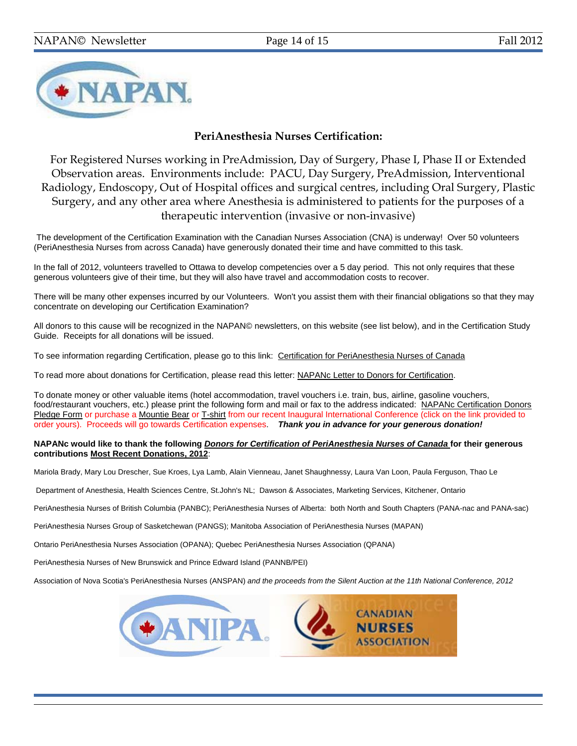## PeriAnesthesia Nurses Certification:

For Registered Nurses working in PreAdmission, Day of Surgery, Phase I, Phase II or Extended Observation areas. Environments include: PACU, Day Surgery, PreAdmission, Interventional Radiology, Endoscopy, Out of Hospital offices and surgical centres, including Oral Surgery, Plastic Surgery, and any other area where Anesthesia is administered to patients for the purposes of a therapeutic intervention (invasive or non-invasive)

The development of the Certification Examination with the Canadian Nurses Association (CNA) is underway! Over 50 volunteers (PeriAnesthesia Nurses from across Canada) have generously donated their time and have committed to this task.

In the fall of 2012, volunteers travelled to Ottawa to develop competencies over a 5 day period. This not only requires that these generous volunteers give of their time, but they will also have travel and accommodation costs to recover.

There will be many other expenses incurred by our Volunteers. Won't you assist them with their financial obligations so that they may concentrate on developing our Certification Examination?

All donors to this cause will be recognized in the NAPAN© newsletters, on this website (see list below), and in the Certification Study Guide. Receipts for all donations will be issued.

To see information regarding Certification, please go to this link: Certification for PeriAnesthesia Nurses of Canada

To read more about donations for Certification, please read this letter: NAPANc Letter to Donors for Certification.

To donate money or other valuable items (hotel accommodation, travel vouchers i.e. train, bus, airline, gasoline vouchers, food/restaurant vouchers, etc.) please print the following form and mail or fax to the address indicated: NAPANc Certification Donors Pledge Form or purchase a Mountie Bear or T-shirt from our recent Inaugural International Conference (click on the link provided to order yours). Proceeds will go towards Certification expenses. ***Thank you in advance for your generous donation!***

**NAPANc would like to thank the following *Donors for Certification of PeriAnesthesia Nurses of Canada* for their generous contributions Most Recent Donations, 2012**:

Mariola Brady, Mary Lou Drescher, Sue Kroes, Lya Lamb, Alain Vienneau, Janet Shaughnessy, Laura Van Loon, Paula Ferguson, Thao Le

Department of Anesthesia, Health Sciences Centre, St.John's NL; Dawson & Associates, Marketing Services, Kitchener, Ontario

PeriAnesthesia Nurses of British Columbia (PANBC); PeriAnesthesia Nurses of Alberta: both North and South Chapters (PANA-nac and PANA-sac)

PeriAnesthesia Nurses Group of Sasketchewan (PANGS); Manitoba Association of PeriAnesthesia Nurses (MAPAN)

Ontario PeriAnesthesia Nurses Association (OPANA); Quebec PeriAnesthesia Nurses Association (QPANA)

PeriAnesthesia Nurses of New Brunswick and Prince Edward Island (PANNB/PEI)

Association of Nova Scotia's PeriAnesthesia Nurses (ANSPAN) *and the proceeds from the Silent Auction at the 11th National Conference, 2012*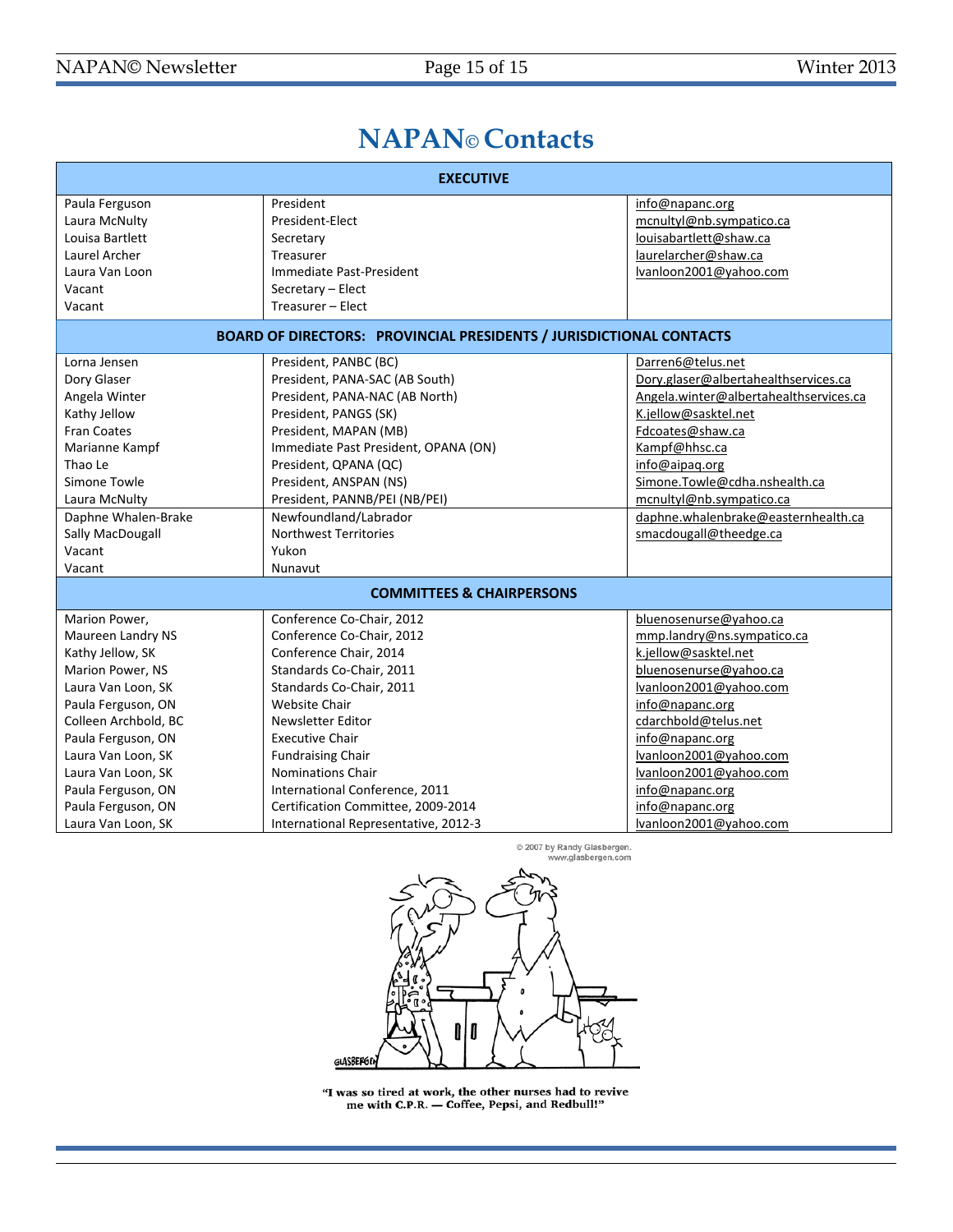# NAPAN© Contacts

| | | |
|---|---|---|
| **EXECUTIVE** | | |
| Paula Ferguson | President | info@napanc.org |
| Laura McNulty | President-Elect | mcnultyl@nb.sympatico.ca |
| Louisa Bartlett | Secretary | louisabartlett@shaw.ca |
| Laurel Archer | Treasurer | laurelarcher@shaw.ca |
| Laura Van Loon | Immediate Past-President | lvanloon2001@yahoo.com |
| Vacant | Secretary – Elect | |
| Vacant | Treasurer – Elect | |
| **BOARD OF DIRECTORS: PROVINCIAL PRESIDENTS / JURISDICTIONAL CONTACTS** | | |
| Lorna Jensen | President, PANBC (BC) | Darren6@telus.net |
| Dory Glaser | President, PANA-SAC (AB South) | Dory.glaser@albertahealthservices.ca |
| Angela Winter | President, PANA-NAC (AB North) | Angela.winter@albertahealthservices.ca |
| Kathy Jellow | President, PANGS (SK) | K.jellow@sasktel.net |
| Fran Coates | President, MAPAN (MB) | Fdcoates@shaw.ca |
| Marianne Kampf | Immediate Past President, OPANA (ON) | Kampf@hhsc.ca |
| Thao Le | President, QPANA (QC) | info@aipaq.org |
| Simone Towle | President, ANSPAN (NS) | Simone.Towle@cdha.nshealth.ca |
| Laura McNulty | President, PANNB/PEI (NB/PEI) | mcnultyl@nb.sympatico.ca |
| Daphne Whalen-Brake | Newfoundland/Labrador | daphne.whalenbrake@easternhealth.ca |
| Sally MacDougall | Northwest Territories | smacdougall@theedge.ca |
| Vacant | Yukon | |
| Vacant | Nunavut | |
| **COMMITTEES & CHAIRPERSONS** | | |
| Marion Power, | Conference Co-Chair, 2012 | bluenosenurse@yahoo.ca |
| Maureen Landry NS | Conference Co-Chair, 2012 | mmp.landry@ns.sympatico.ca |
| Kathy Jellow, SK | Conference Chair, 2014 | k.jellow@sasktel.net |
| Marion Power, NS | Standards Co-Chair, 2011 | bluenosenurse@yahoo.ca |
| Laura Van Loon, SK | Standards Co-Chair, 2011 | lvanloon2001@yahoo.com |
| Paula Ferguson, ON | Website Chair | info@napanc.org |
| Colleen Archbold, BC | Newsletter Editor | cdarchbold@telus.net |
| Paula Ferguson, ON | Executive Chair | info@napanc.org |
| Laura Van Loon, SK | Fundraising Chair | lvanloon2001@yahoo.com |
| Laura Van Loon, SK | Nominations Chair | lvanloon2001@yahoo.com |
| Paula Ferguson, ON | International Conference, 2011 | info@napanc.org |
| Paula Ferguson, ON | Certification Committee, 2009-2014 | info@napanc.org |
| Laura Van Loon, SK | International Representative, 2012-3 | lvanloon2001@yahoo.com |

© 2007 by Randy Glasbergen.
www.glasbergen.com

"I was so tired at work, the other nurses had to revive me with C.P.R. — Coffee, Pepsi, and Redbull!"